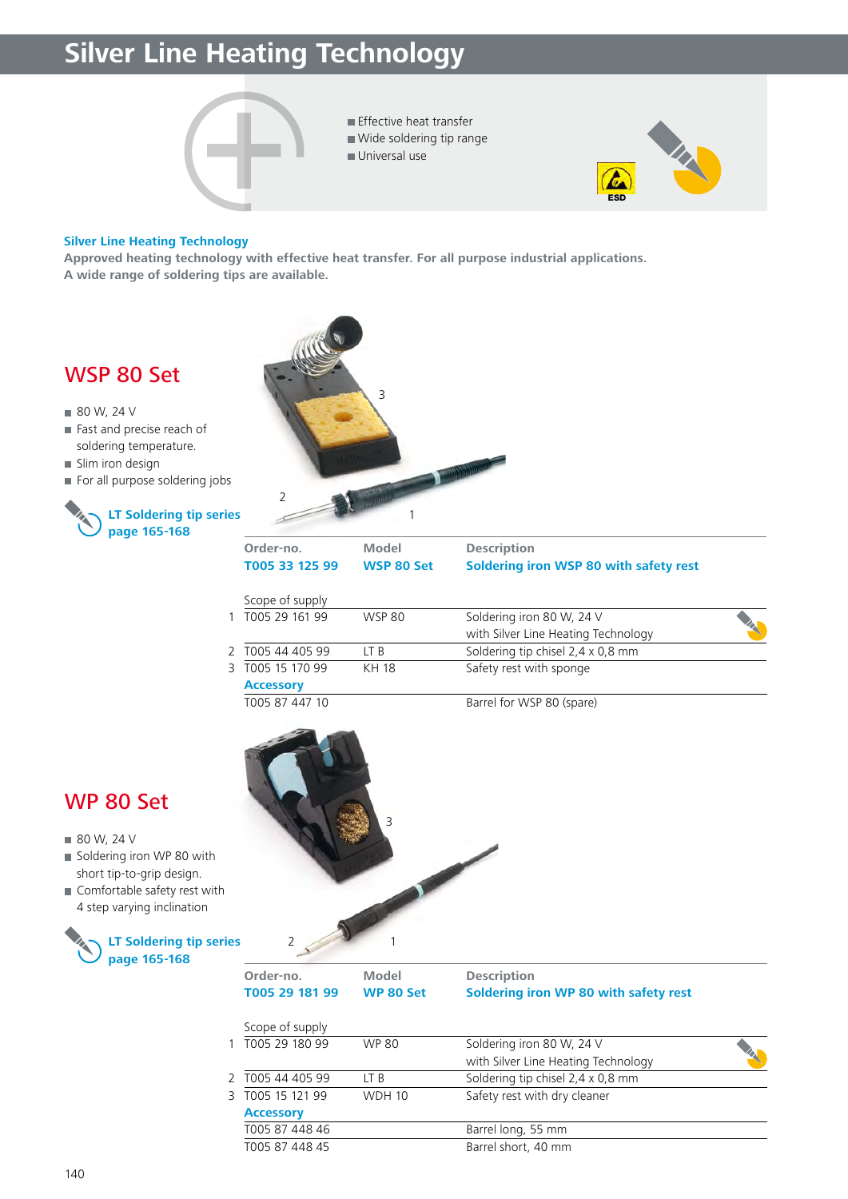# Silver Line Heating Technology

- Effective heat transfer
- Wide soldering tip range
- Universal use

ESD

**Silver Line Heating Technology**

**Approved heating technology with effective heat transfer. For all purpose industrial applications. A wide range of soldering tips are available.**

## WSP 80 Set

- 80 W, 24 V
- Fast and precise reach of soldering temperature.
- Slim iron design
- For all purpose soldering jobs

**LT Soldering tip series page 165-168**

| | Order-no. | Model | Description |
|---|---|---|---|
| | **T005 33 125 99** | **WSP 80 Set** | **Soldering iron WSP 80 with safety rest** |
| | Scope of supply | | |
| 1 | T005 29 161 99 | WSP 80 | Soldering iron 80 W, 24 V with Silver Line Heating Technology |
| 2 | T005 44 405 99 | LT B | Soldering tip chisel 2,4 x 0,8 mm |
| 3 | T005 15 170 99 | KH 18 | Safety rest with sponge |
| | **Accessory** | | |
| | T005 87 447 10 | | Barrel for WSP 80 (spare) |

## WP 80 Set

- 80 W, 24 V
- Soldering iron WP 80 with short tip-to-grip design.
- Comfortable safety rest with 4 step varying inclination

**LT Soldering tip series page 165-168**

| | Order-no. | Model | Description |
|---|---|---|---|
| | **T005 29 181 99** | **WP 80 Set** | **Soldering iron WP 80 with safety rest** |
| | Scope of supply | | |
| 1 | T005 29 180 99 | WP 80 | Soldering iron 80 W, 24 V with Silver Line Heating Technology |
| 2 | T005 44 405 99 | LT B | Soldering tip chisel 2,4 x 0,8 mm |
| 3 | T005 15 121 99 | WDH 10 | Safety rest with dry cleaner |
| | **Accessory** | | |
| | T005 87 448 46 | | Barrel long, 55 mm |
| | T005 87 448 45 | | Barrel short, 40 mm |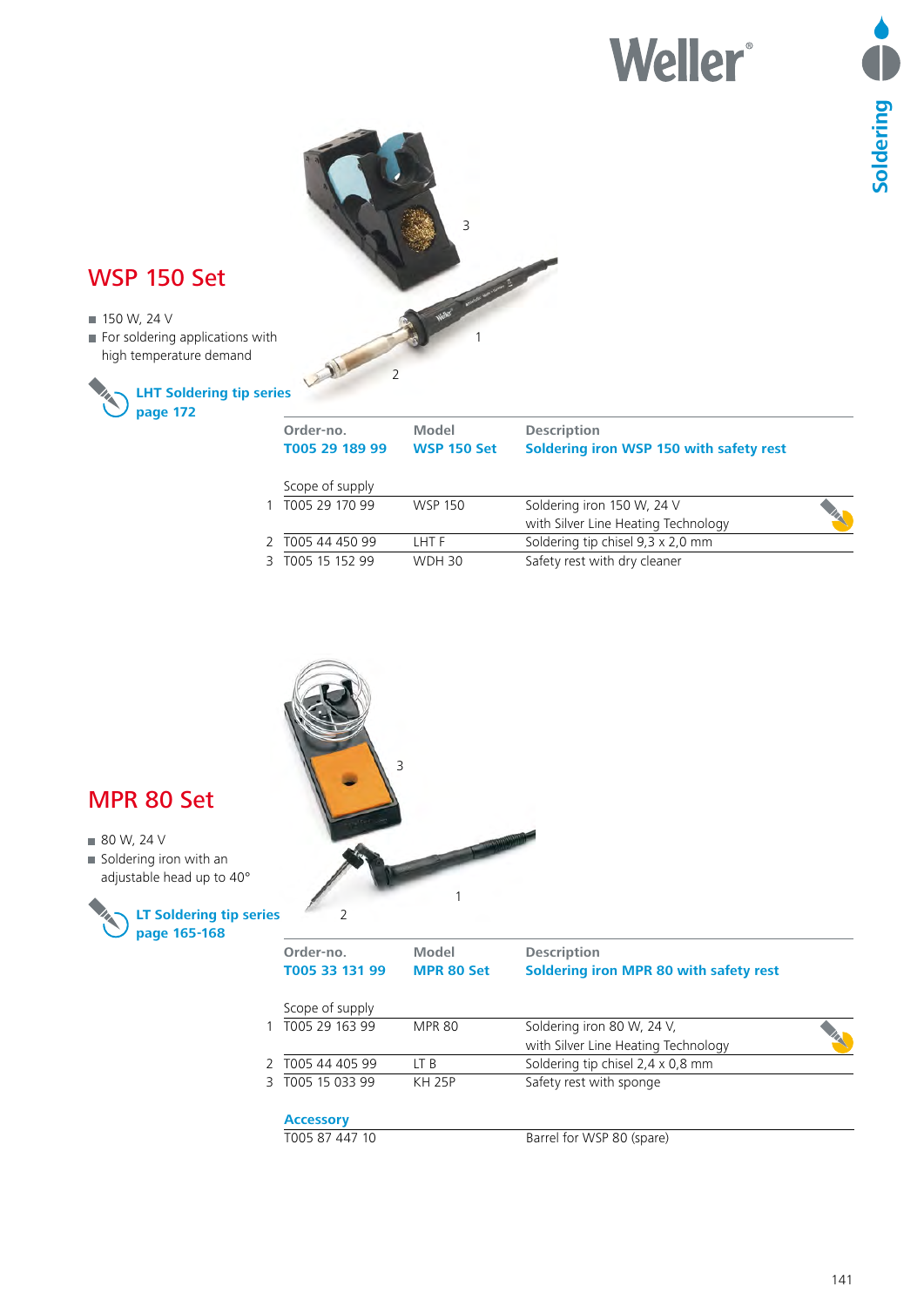## WSP 150 Set

- 150 W, 24 V
- For soldering applications with high temperature demand

**LHT Soldering tip series page 172**

| | Order-no. | Model | Description |
|---|---|---|---|
| | **T005 29 189 99** | **WSP 150 Set** | **Soldering iron WSP 150 with safety rest** |
| | Scope of supply | | |
| 1 | T005 29 170 99 | WSP 150 | Soldering iron 150 W, 24 V with Silver Line Heating Technology |
| 2 | T005 44 450 99 | LHT F | Soldering tip chisel 9,3 x 2,0 mm |
| 3 | T005 15 152 99 | WDH 30 | Safety rest with dry cleaner |

## MPR 80 Set

- 80 W, 24 V
- Soldering iron with an adjustable head up to 40°

**LT Soldering tip series page 165-168**

| | Order-no. | Model | Description |
|---|---|---|---|
| | **T005 33 131 99** | **MPR 80 Set** | **Soldering iron MPR 80 with safety rest** |
| | Scope of supply | | |
| 1 | T005 29 163 99 | MPR 80 | Soldering iron 80 W, 24 V, with Silver Line Heating Technology |
| 2 | T005 44 405 99 | LT B | Soldering tip chisel 2,4 x 0,8 mm |
| 3 | T005 15 033 99 | KH 25P | Safety rest with sponge |

**Accessory**

| Order-no. | Description |
|---|---|
| T005 87 447 10 | Barrel for WSP 80 (spare) |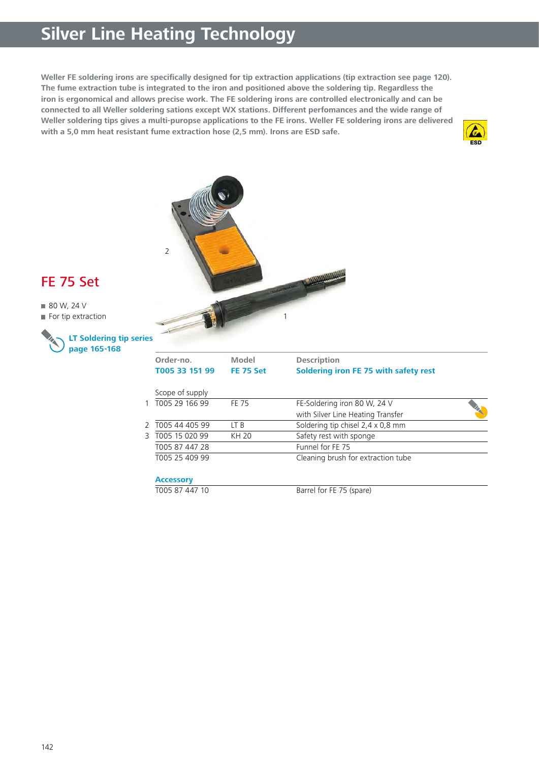# Silver Line Heating Technology

**Weller FE soldering irons are specifically designed for tip extraction applications (tip extraction see page 120). The fume extraction tube is integrated to the iron and positioned above the soldering tip. Regardless the iron is ergonomical and allows precise work. The FE soldering irons are controlled electronically and can be connected to all Weller soldering sations except WX stations. Different perfomances and the wide range of Weller soldering tips gives a multi-puropse applications to the FE irons. Weller FE soldering irons are delivered with a 5,0 mm heat resistant fume extraction hose (2,5 mm). Irons are ESD safe.**

ESD

## FE 75 Set

- 80 W, 24 V
- For tip extraction

**LT Soldering tip series page 165-168**

2

1

| | Order-no. | Model | Description |
|---|---|---|---|
| | **T005 33 151 99** | **FE 75 Set** | **Soldering iron FE 75 with safety rest** |
| | Scope of supply | | |
| 1 | T005 29 166 99 | FE 75 | FE-Soldering iron 80 W, 24 V with Silver Line Heating Transfer |
| 2 | T005 44 405 99 | LT B | Soldering tip chisel 2,4 x 0,8 mm |
| 3 | T005 15 020 99 | KH 20 | Safety rest with sponge |
| | T005 87 447 28 | | Funnel for FE 75 |
| | T005 25 409 99 | | Cleaning brush for extraction tube |
| | **Accessory** | | |
| | T005 87 447 10 | | Barrel for FE 75 (spare) |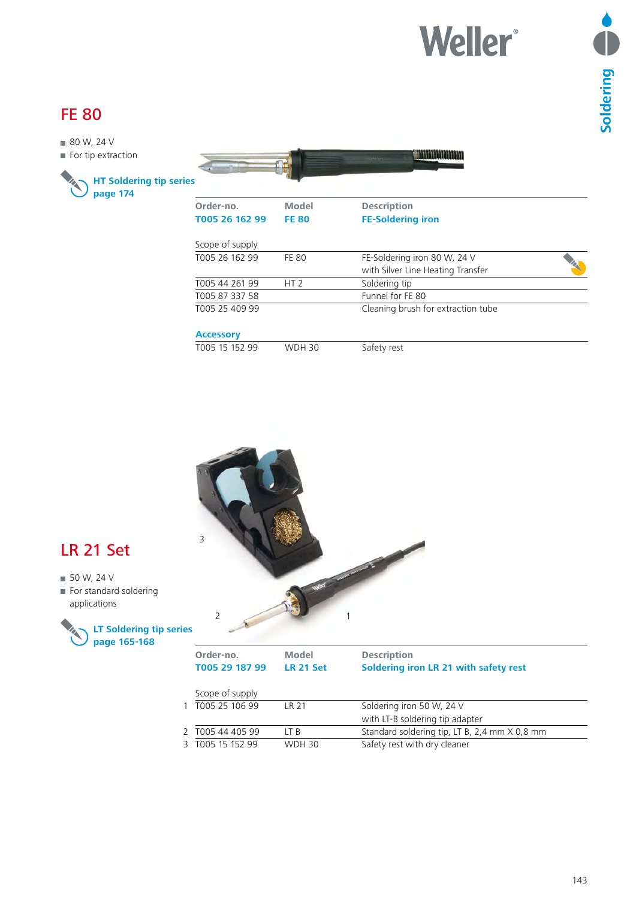# FE 80

- 80 W, 24 V
- For tip extraction

**HT Soldering tip series page 174**

| Order-no. | Model | Description |
|---|---|---|
| **T005 26 162 99** | **FE 80** | **FE-Soldering iron** |

Scope of supply

| | | |
|---|---|---|
| T005 26 162 99 | FE 80 | FE-Soldering iron 80 W, 24 V with Silver Line Heating Transfer |
| T005 44 261 99 | HT 2 | Soldering tip |
| T005 87 337 58 | | Funnel for FE 80 |
| T005 25 409 99 | | Cleaning brush for extraction tube |

**Accessory**

| | | |
|---|---|---|
| T005 15 152 99 | WDH 30 | Safety rest |

# LR 21 Set

- 50 W, 24 V
- For standard soldering applications

**LT Soldering tip series page 165-168**

3

2

1

| Order-no. | Model | Description |
|---|---|---|
| **T005 29 187 99** | **LR 21 Set** | **Soldering iron LR 21 with safety rest** |

Scope of supply

| | | | |
|---|---|---|---|
| 1 | T005 25 106 99 | LR 21 | Soldering iron 50 W, 24 V with LT-B soldering tip adapter |
| 2 | T005 44 405 99 | LT B | Standard soldering tip, LT B, 2,4 mm X 0,8 mm |
| 3 | T005 15 152 99 | WDH 30 | Safety rest with dry cleaner |